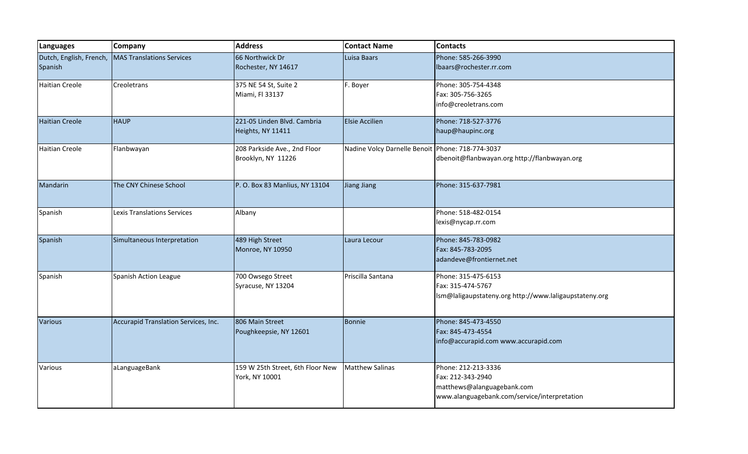| Languages | Company | Address | Contact Name | Contacts |
| --- | --- | --- | --- | --- |
| Dutch, English, French, Spanish | MAS Translations Services | 66 Northwick Dr<br>Rochester, NY 14617 | Luisa Baars | Phone: 585-266-3990<br>lbaars@rochester.rr.com |
| Haitian Creole | Creoletrans | 375 NE 54 St, Suite 2<br>Miami, Fl 33137 | F. Boyer | Phone: 305-754-4348<br>Fax: 305-756-3265<br>info@creoletrans.com |
| Haitian Creole | HAUP | 221-05 Linden Blvd. Cambria Heights, NY 11411 | Elsie Accilien | Phone: 718-527-3776<br>haup@haupinc.org |
| Haitian Creole | Flanbwayan | 208 Parkside Ave., 2nd Floor<br>Brooklyn, NY 11226 | Nadine Volcy Darnelle Benoit | Phone: 718-774-3037<br>dbenoit@flanbwayan.org http://flanbwayan.org |
| Mandarin | The CNY Chinese School | P. O. Box 83 Manlius, NY 13104 | Jiang Jiang | Phone: 315-637-7981 |
| Spanish | Lexis Translations Services | Albany | | Phone: 518-482-0154<br>lexis@nycap.rr.com |
| Spanish | Simultaneous Interpretation | 489 High Street<br>Monroe, NY 10950 | Laura Lecour | Phone: 845-783-0982<br>Fax: 845-783-2095<br>adandeve@frontiernet.net |
| Spanish | Spanish Action League | 700 Owsego Street<br>Syracuse, NY 13204 | Priscilla Santana | Phone: 315-475-6153<br>Fax: 315-474-5767<br>lsm@laligaupstateny.org http://www.laligaupstateny.org |
| Various | Accurapid Translation Services, Inc. | 806 Main Street<br>Poughkeepsie, NY 12601 | Bonnie | Phone: 845-473-4550<br>Fax: 845-473-4554<br>info@accurapid.com www.accurapid.com |
| Various | aLanguageBank | 159 W 25th Street, 6th Floor New York, NY 10001 | Matthew Salinas | Phone: 212-213-3336<br>Fax: 212-343-2940<br>matthews@alanguagebank.com<br>www.alanguagebank.com/service/interpretation |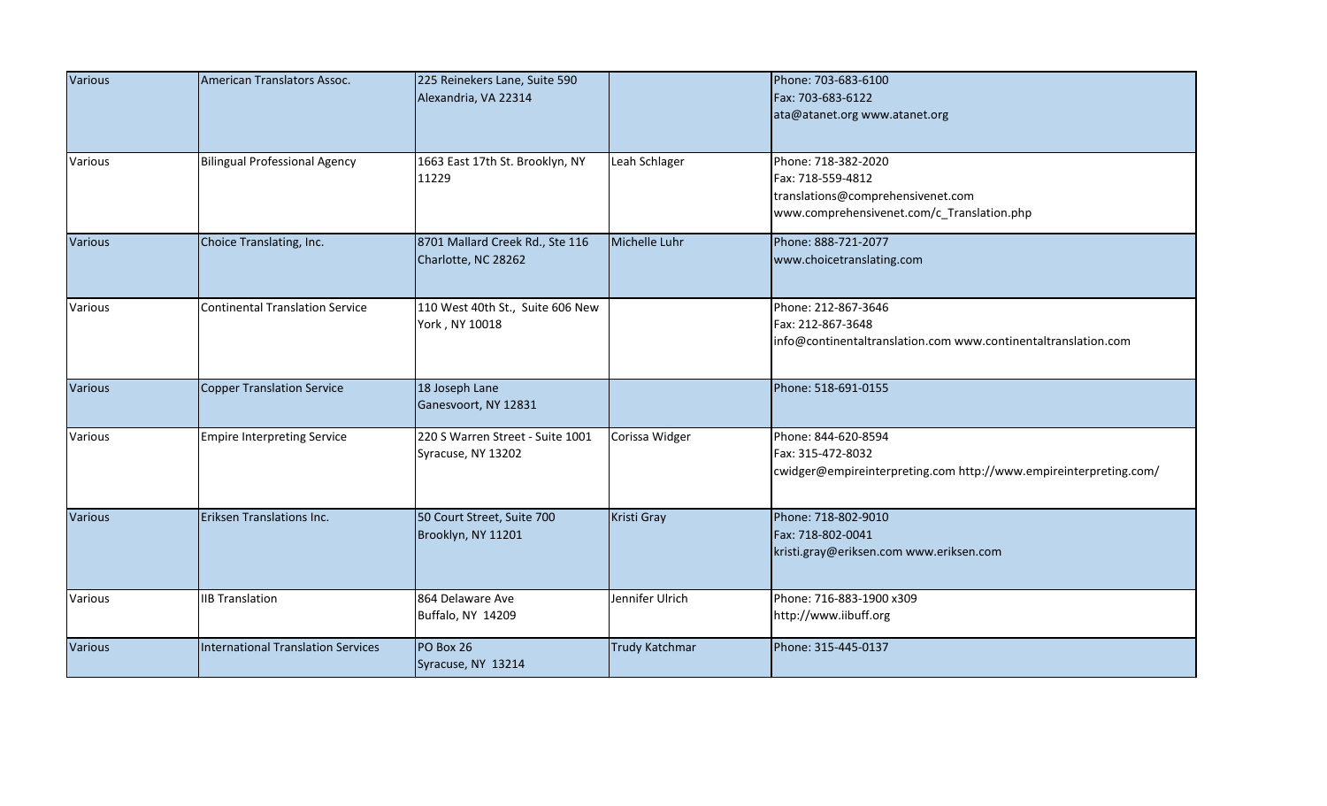| | | | | |
|---|---|---|---|---|
| Various | American Translators Assoc. | 225 Reinekers Lane, Suite 590<br>Alexandria, VA 22314 | | Phone: 703-683-6100<br>Fax: 703-683-6122<br>ata@atanet.org www.atanet.org |
| Various | Bilingual Professional Agency | 1663 East 17th St. Brooklyn, NY 11229 | Leah Schlager | Phone: 718-382-2020<br>Fax: 718-559-4812<br>translations@comprehensivenet.com<br>www.comprehensivenet.com/c_Translation.php |
| Various | Choice Translating, Inc. | 8701 Mallard Creek Rd., Ste 116<br>Charlotte, NC 28262 | Michelle Luhr | Phone: 888-721-2077<br>www.choicetranslating.com |
| Various | Continental Translation Service | 110 West 40th St., Suite 606 New York , NY 10018 | | Phone: 212-867-3646<br>Fax: 212-867-3648<br>info@continentaltranslation.com www.continentaltranslation.com |
| Various | Copper Translation Service | 18 Joseph Lane<br>Ganesvoort, NY 12831 | | Phone: 518-691-0155 |
| Various | Empire Interpreting Service | 220 S Warren Street - Suite 1001<br>Syracuse, NY 13202 | Corissa Widger | Phone: 844-620-8594<br>Fax: 315-472-8032<br>cwidger@empireinterpreting.com http://www.empireinterpreting.com/ |
| Various | Eriksen Translations Inc. | 50 Court Street, Suite 700<br>Brooklyn, NY 11201 | Kristi Gray | Phone: 718-802-9010<br>Fax: 718-802-0041<br>kristi.gray@eriksen.com www.eriksen.com |
| Various | IIB Translation | 864 Delaware Ave<br>Buffalo, NY 14209 | Jennifer Ulrich | Phone: 716-883-1900 x309<br>http://www.iibuff.org |
| Various | International Translation Services | PO Box 26<br>Syracuse, NY 13214 | Trudy Katchmar | Phone: 315-445-0137 |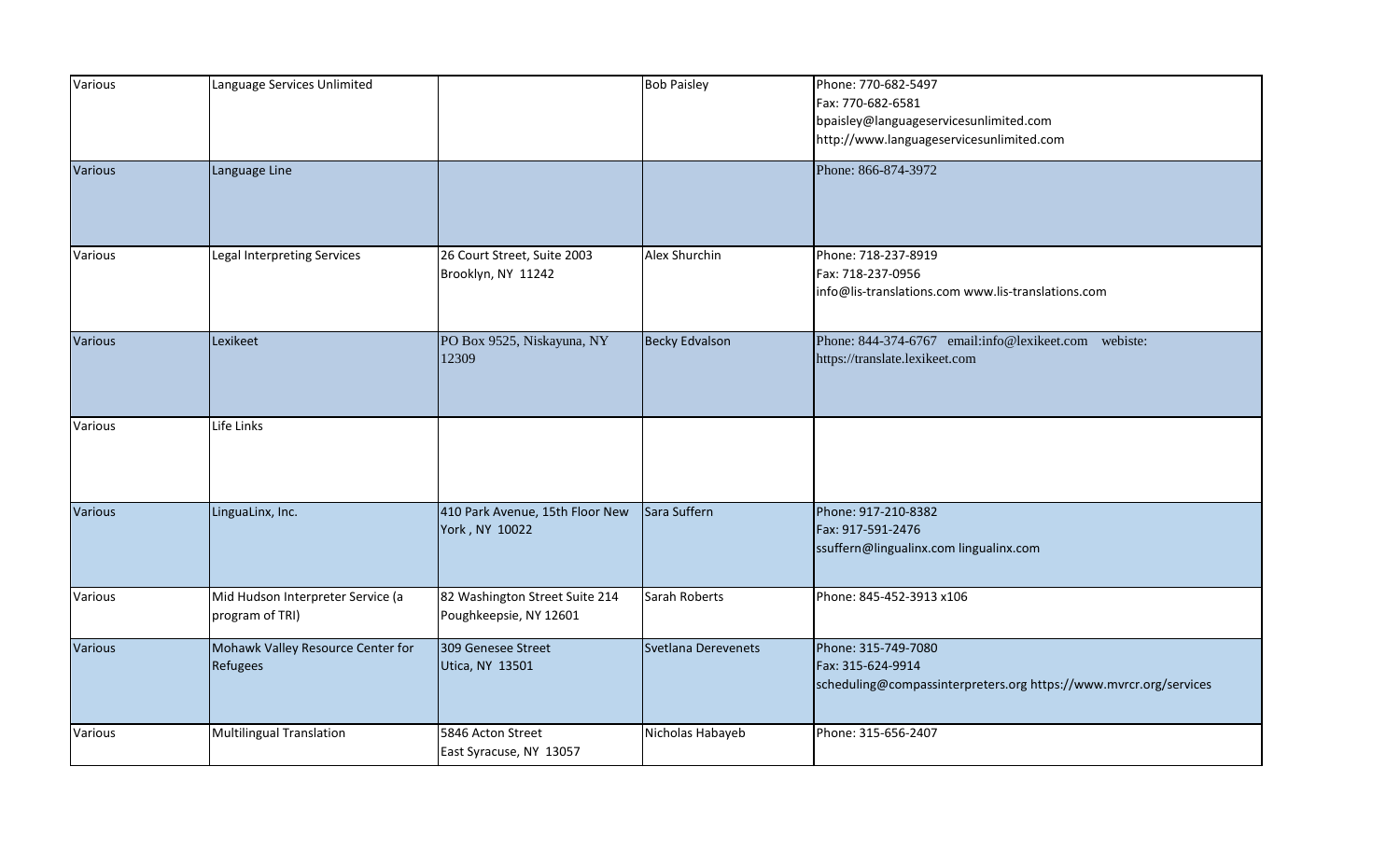| | | | | |
|---|---|---|---|---|
| Various | Language Services Unlimited | | Bob Paisley | Phone: 770-682-5497<br>Fax: 770-682-6581<br>bpaisley@languageservicesunlimited.com<br>http://www.languageservicesunlimited.com |
| Various | Language Line | | | Phone: 866-874-3972 |
| Various | Legal Interpreting Services | 26 Court Street, Suite 2003<br>Brooklyn, NY 11242 | Alex Shurchin | Phone: 718-237-8919<br>Fax: 718-237-0956<br>info@lis-translations.com www.lis-translations.com |
| Various | Lexikeet | PO Box 9525, Niskayuna, NY 12309 | Becky Edvalson | Phone: 844-374-6767 email:info@lexikeet.com webiste: https://translate.lexikeet.com |
| Various | Life Links | | | |
| Various | LinguaLinx, Inc. | 410 Park Avenue, 15th Floor New York , NY 10022 | Sara Suffern | Phone: 917-210-8382<br>Fax: 917-591-2476<br>ssuffern@lingualinx.com lingualinx.com |
| Various | Mid Hudson Interpreter Service (a program of TRI) | 82 Washington Street Suite 214<br>Poughkeepsie, NY 12601 | Sarah Roberts | Phone: 845-452-3913 x106 |
| Various | Mohawk Valley Resource Center for Refugees | 309 Genesee Street<br>Utica, NY 13501 | Svetlana Derevenets | Phone: 315-749-7080<br>Fax: 315-624-9914<br>scheduling@compassinterpreters.org https://www.mvrcr.org/services |
| Various | Multilingual Translation | 5846 Acton Street<br>East Syracuse, NY 13057 | Nicholas Habayeb | Phone: 315-656-2407 |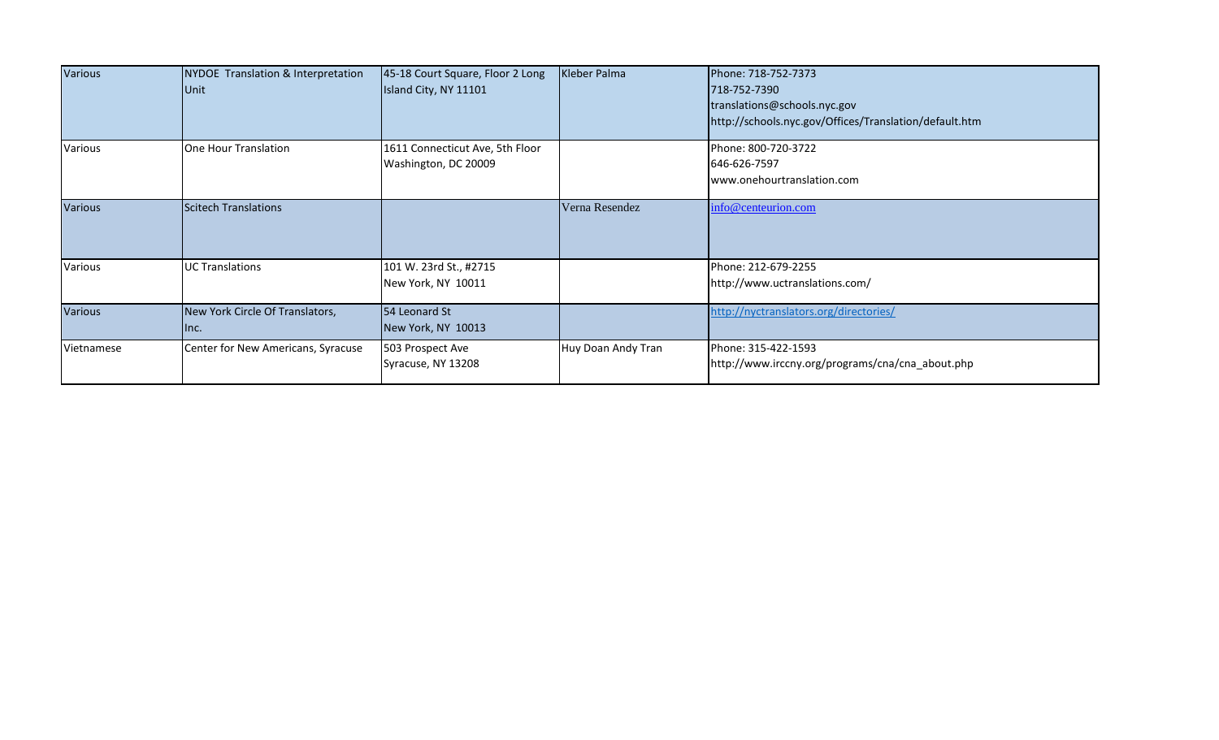| | | | | |
|---|---|---|---|---|
| Various | NYDOE Translation & Interpretation Unit | 45-18 Court Square, Floor 2 Long Island City, NY 11101 | Kleber Palma | Phone: 718-752-7373<br>718-752-7390<br>translations@schools.nyc.gov<br>http://schools.nyc.gov/Offices/Translation/default.htm |
| Various | One Hour Translation | 1611 Connecticut Ave, 5th Floor<br>Washington, DC 20009 | | Phone: 800-720-3722<br>646-626-7597<br>www.onehourtranslation.com |
| Various | Scitech Translations | | Verna Resendez | info@centeurion.com |
| Various | UC Translations | 101 W. 23rd St., #2715<br>New York, NY 10011 | | Phone: 212-679-2255<br>http://www.uctranslations.com/ |
| Various | New York Circle Of Translators, Inc. | 54 Leonard St<br>New York, NY 10013 | | http://nyctranslators.org/directories/ |
| Vietnamese | Center for New Americans, Syracuse | 503 Prospect Ave<br>Syracuse, NY 13208 | Huy Doan Andy Tran | Phone: 315-422-1593<br>http://www.irccny.org/programs/cna/cna_about.php |